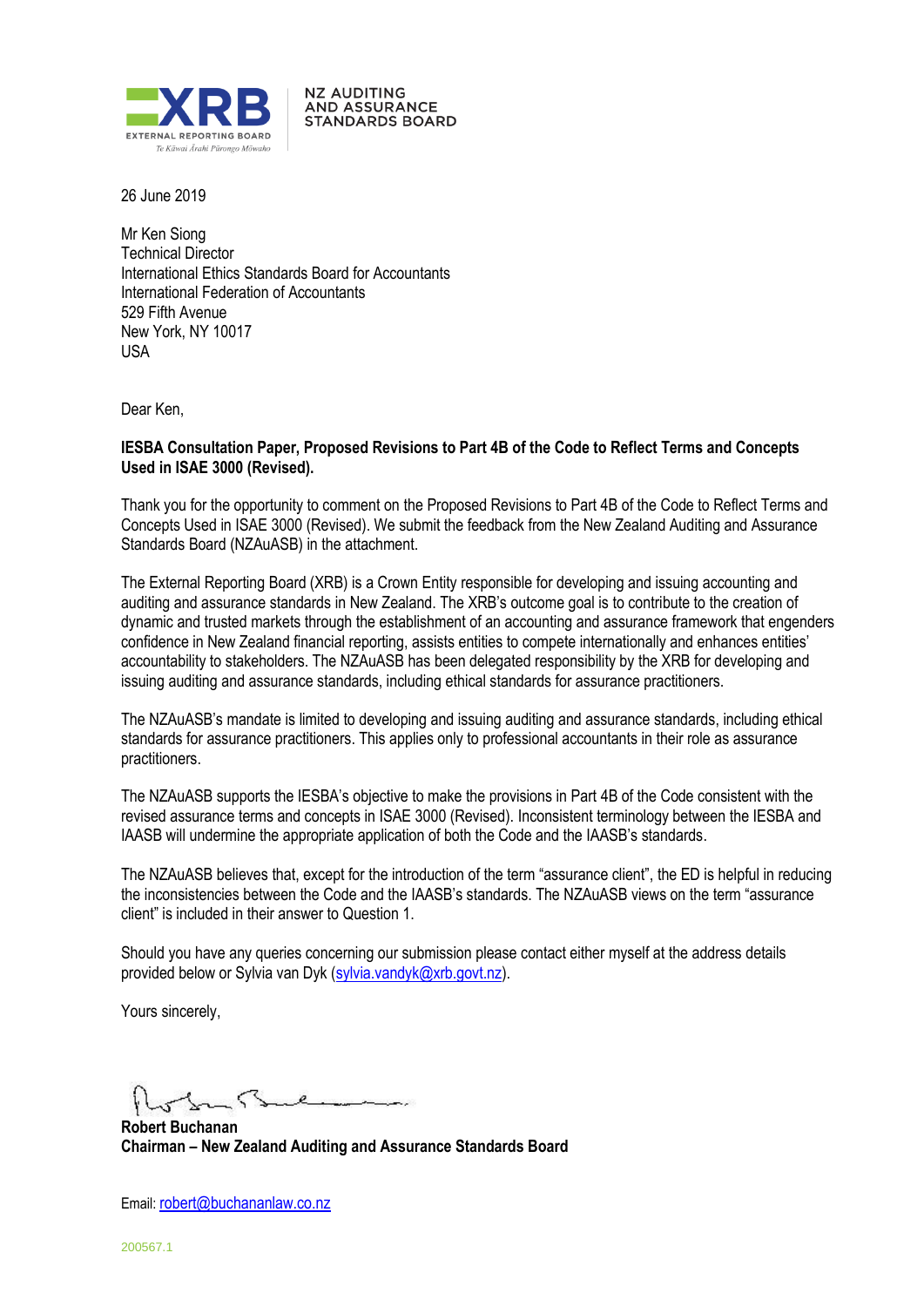NZ AUDITING AND ASSURANCE STANDARDS BOARD

26 June 2019

Mr Ken Siong
Technical Director
International Ethics Standards Board for Accountants
International Federation of Accountants
529 Fifth Avenue
New York, NY 10017
USA

Dear Ken,

**IESBA Consultation Paper, Proposed Revisions to Part 4B of the Code to Reflect Terms and Concepts Used in ISAE 3000 (Revised).**

Thank you for the opportunity to comment on the Proposed Revisions to Part 4B of the Code to Reflect Terms and Concepts Used in ISAE 3000 (Revised). We submit the feedback from the New Zealand Auditing and Assurance Standards Board (NZAuASB) in the attachment.

The External Reporting Board (XRB) is a Crown Entity responsible for developing and issuing accounting and auditing and assurance standards in New Zealand. The XRB's outcome goal is to contribute to the creation of dynamic and trusted markets through the establishment of an accounting and assurance framework that engenders confidence in New Zealand financial reporting, assists entities to compete internationally and enhances entities' accountability to stakeholders. The NZAuASB has been delegated responsibility by the XRB for developing and issuing auditing and assurance standards, including ethical standards for assurance practitioners.

The NZAuASB's mandate is limited to developing and issuing auditing and assurance standards, including ethical standards for assurance practitioners. This applies only to professional accountants in their role as assurance practitioners.

The NZAuASB supports the IESBA's objective to make the provisions in Part 4B of the Code consistent with the revised assurance terms and concepts in ISAE 3000 (Revised). Inconsistent terminology between the IESBA and IAASB will undermine the appropriate application of both the Code and the IAASB's standards.

The NZAuASB believes that, except for the introduction of the term "assurance client", the ED is helpful in reducing the inconsistencies between the Code and the IAASB's standards. The NZAuASB views on the term "assurance client" is included in their answer to Question 1.

Should you have any queries concerning our submission please contact either myself at the address details provided below or Sylvia van Dyk (sylvia.vandyk@xrb.govt.nz).

Yours sincerely,

**Robert Buchanan**
**Chairman – New Zealand Auditing and Assurance Standards Board**

Email: robert@buchananlaw.co.nz

200567.1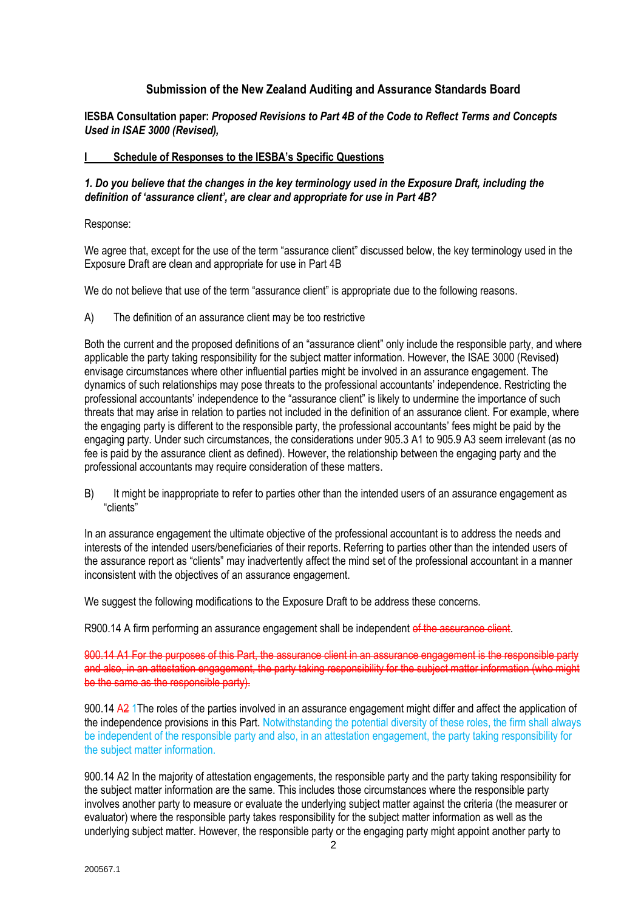## Submission of the New Zealand Auditing and Assurance Standards Board

**IESBA Consultation paper: *Proposed Revisions to Part 4B of the Code to Reflect Terms and Concepts Used in ISAE 3000 (Revised),***

### I Schedule of Responses to the IESBA's Specific Questions

***1. Do you believe that the changes in the key terminology used in the Exposure Draft, including the definition of 'assurance client', are clear and appropriate for use in Part 4B?***

Response:

We agree that, except for the use of the term "assurance client" discussed below, the key terminology used in the Exposure Draft are clean and appropriate for use in Part 4B

We do not believe that use of the term "assurance client" is appropriate due to the following reasons.

A) The definition of an assurance client may be too restrictive

Both the current and the proposed definitions of an "assurance client" only include the responsible party, and where applicable the party taking responsibility for the subject matter information. However, the ISAE 3000 (Revised) envisage circumstances where other influential parties might be involved in an assurance engagement. The dynamics of such relationships may pose threats to the professional accountants' independence. Restricting the professional accountants' independence to the "assurance client" is likely to undermine the importance of such threats that may arise in relation to parties not included in the definition of an assurance client. For example, where the engaging party is different to the responsible party, the professional accountants' fees might be paid by the engaging party. Under such circumstances, the considerations under 905.3 A1 to 905.9 A3 seem irrelevant (as no fee is paid by the assurance client as defined). However, the relationship between the engaging party and the professional accountants may require consideration of these matters.

B) It might be inappropriate to refer to parties other than the intended users of an assurance engagement as "clients"

In an assurance engagement the ultimate objective of the professional accountant is to address the needs and interests of the intended users/beneficiaries of their reports. Referring to parties other than the intended users of the assurance report as "clients" may inadvertently affect the mind set of the professional accountant in a manner inconsistent with the objectives of an assurance engagement.

We suggest the following modifications to the Exposure Draft to be address these concerns.

R900.14 A firm performing an assurance engagement shall be independent ~~of the assurance client~~.

~~900.14 A1 For the purposes of this Part, the assurance client in an assurance engagement is the responsible party and also, in an attestation engagement, the party taking responsibility for the subject matter information (who might be the same as the responsible party).~~

900.14 ~~A2~~ 1The roles of the parties involved in an assurance engagement might differ and affect the application of the independence provisions in this Part. Notwithstanding the potential diversity of these roles, the firm shall always be independent of the responsible party and also, in an attestation engagement, the party taking responsibility for the subject matter information.

900.14 A2 In the majority of attestation engagements, the responsible party and the party taking responsibility for the subject matter information are the same. This includes those circumstances where the responsible party involves another party to measure or evaluate the underlying subject matter against the criteria (the measurer or evaluator) where the responsible party takes responsibility for the subject matter information as well as the underlying subject matter. However, the responsible party or the engaging party might appoint another party to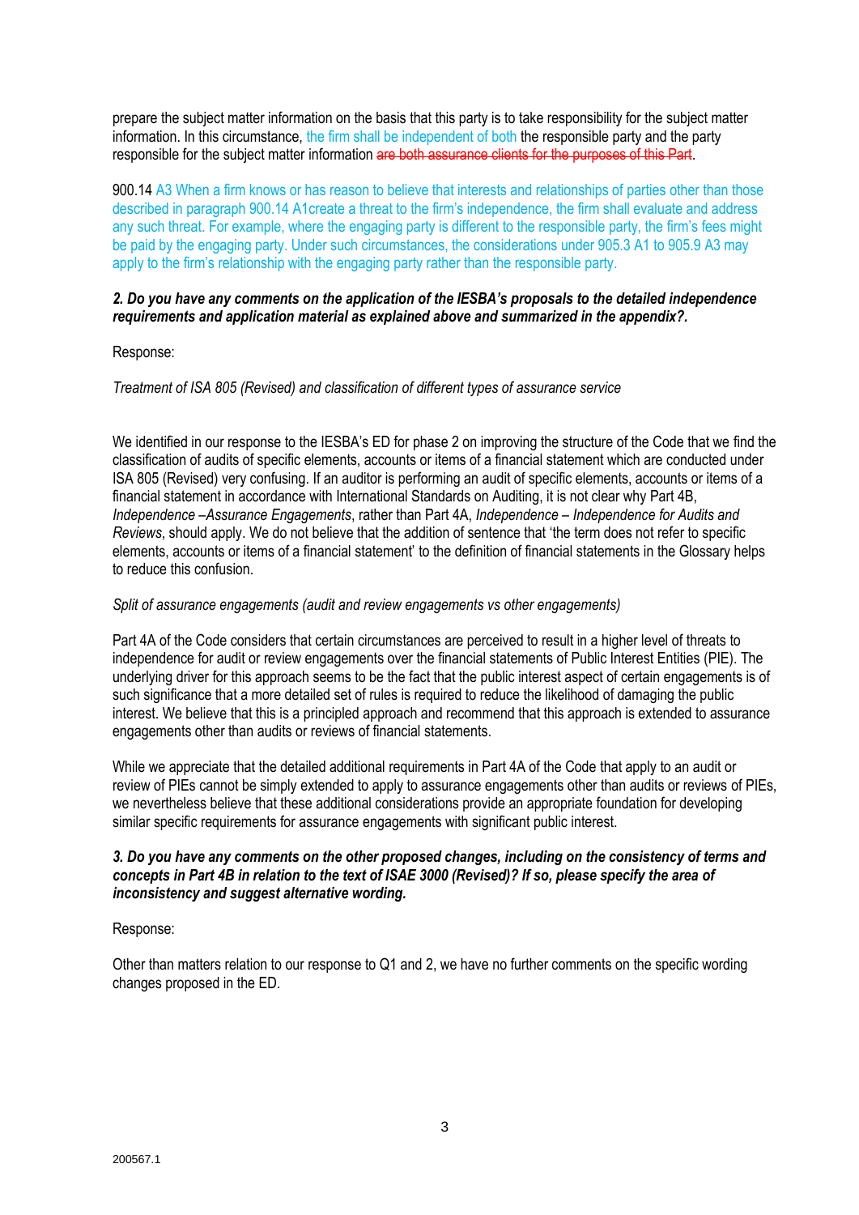prepare the subject matter information on the basis that this party is to take responsibility for the subject matter information. In this circumstance, the firm shall be independent of both the responsible party and the party responsible for the subject matter information ~~are both assurance clients for the purposes of this Part~~.

900.14 A3 When a firm knows or has reason to believe that interests and relationships of parties other than those described in paragraph 900.14 A1create a threat to the firm's independence, the firm shall evaluate and address any such threat. For example, where the engaging party is different to the responsible party, the firm's fees might be paid by the engaging party. Under such circumstances, the considerations under 905.3 A1 to 905.9 A3 may apply to the firm's relationship with the engaging party rather than the responsible party.

***2. Do you have any comments on the application of the IESBA's proposals to the detailed independence requirements and application material as explained above and summarized in the appendix?.***

Response:

*Treatment of ISA 805 (Revised) and classification of different types of assurance service*

We identified in our response to the IESBA's ED for phase 2 on improving the structure of the Code that we find the classification of audits of specific elements, accounts or items of a financial statement which are conducted under ISA 805 (Revised) very confusing. If an auditor is performing an audit of specific elements, accounts or items of a financial statement in accordance with International Standards on Auditing, it is not clear why Part 4B, *Independence –Assurance Engagements*, rather than Part 4A, *Independence – Independence for Audits and Reviews*, should apply. We do not believe that the addition of sentence that 'the term does not refer to specific elements, accounts or items of a financial statement' to the definition of financial statements in the Glossary helps to reduce this confusion.

*Split of assurance engagements (audit and review engagements vs other engagements)*

Part 4A of the Code considers that certain circumstances are perceived to result in a higher level of threats to independence for audit or review engagements over the financial statements of Public Interest Entities (PIE). The underlying driver for this approach seems to be the fact that the public interest aspect of certain engagements is of such significance that a more detailed set of rules is required to reduce the likelihood of damaging the public interest. We believe that this is a principled approach and recommend that this approach is extended to assurance engagements other than audits or reviews of financial statements.

While we appreciate that the detailed additional requirements in Part 4A of the Code that apply to an audit or review of PIEs cannot be simply extended to apply to assurance engagements other than audits or reviews of PIEs, we nevertheless believe that these additional considerations provide an appropriate foundation for developing similar specific requirements for assurance engagements with significant public interest.

***3. Do you have any comments on the other proposed changes, including on the consistency of terms and concepts in Part 4B in relation to the text of ISAE 3000 (Revised)? If so, please specify the area of inconsistency and suggest alternative wording.***

Response:

Other than matters relation to our response to Q1 and 2, we have no further comments on the specific wording changes proposed in the ED.

200567.1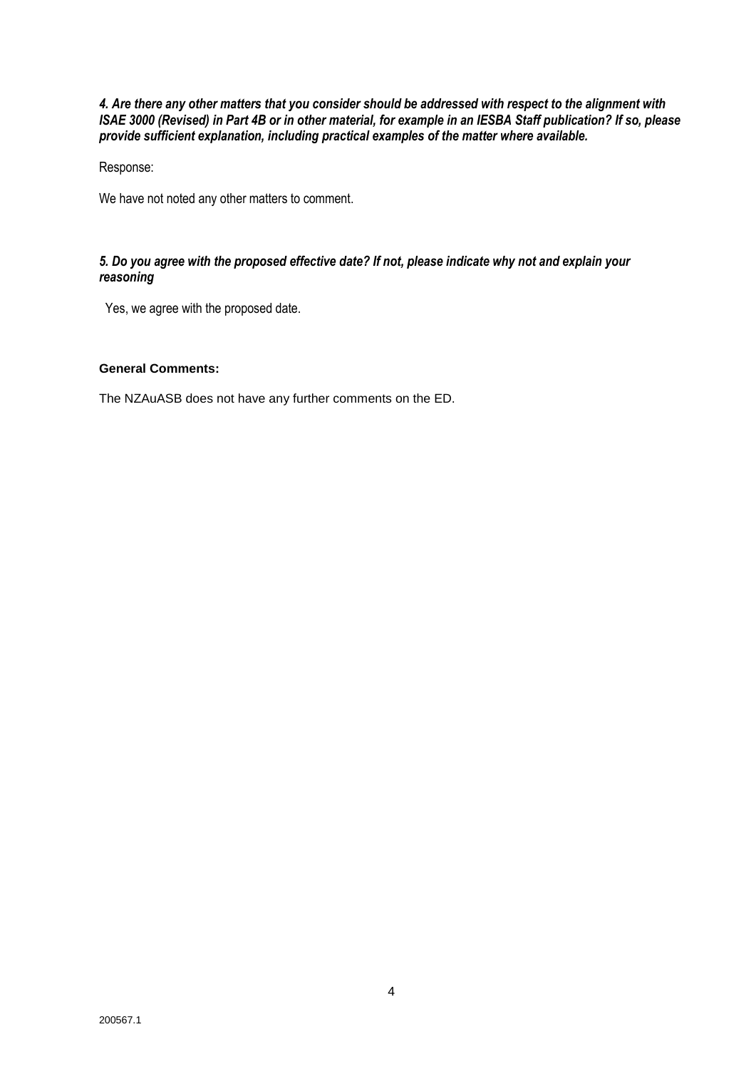***4. Are there any other matters that you consider should be addressed with respect to the alignment with ISAE 3000 (Revised) in Part 4B or in other material, for example in an IESBA Staff publication? If so, please provide sufficient explanation, including practical examples of the matter where available.***

Response:

We have not noted any other matters to comment.

***5. Do you agree with the proposed effective date? If not, please indicate why not and explain your reasoning***

Yes, we agree with the proposed date.

**General Comments:**

The NZAuASB does not have any further comments on the ED.

200567.1